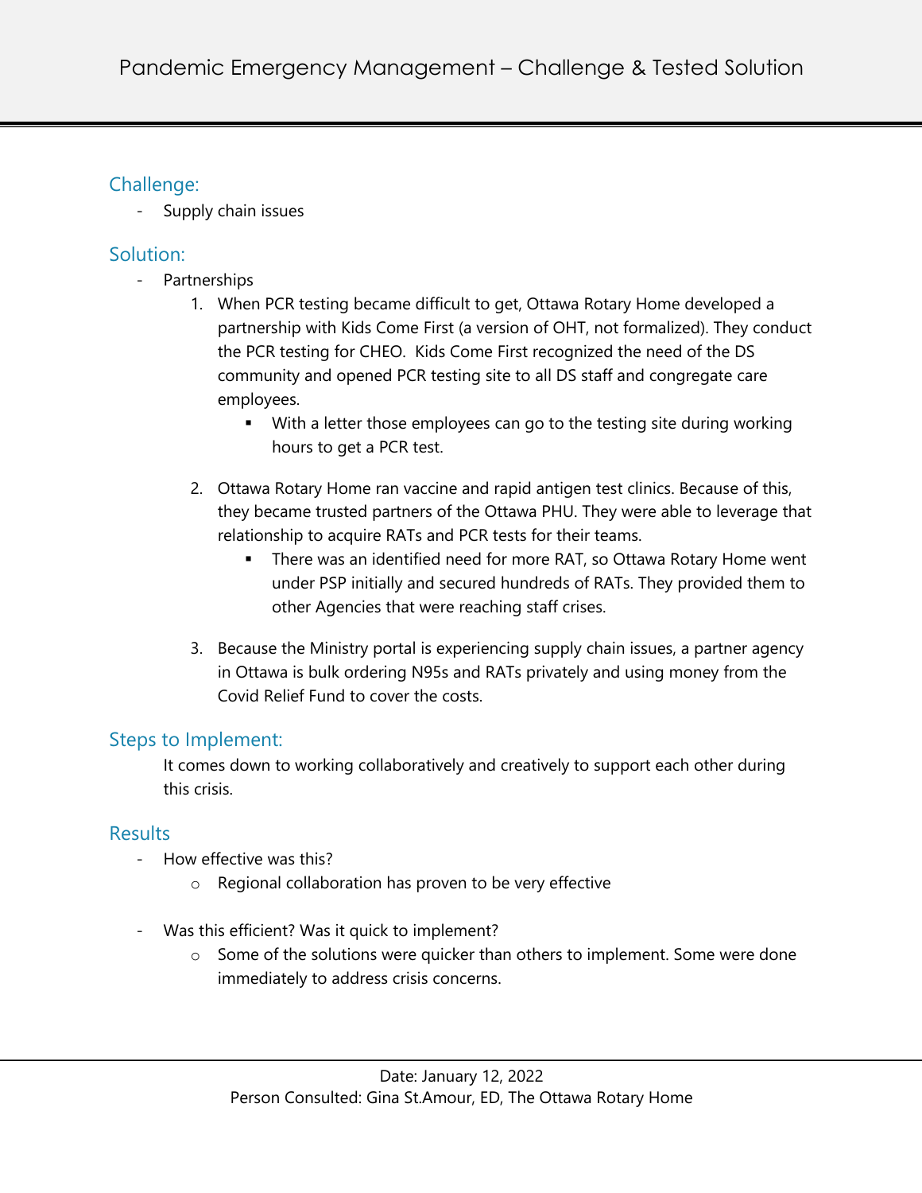# Pandemic Emergency Management – Challenge & Tested Solution

## Challenge:

- Supply chain issues

## Solution:

- Partnerships
  1. When PCR testing became difficult to get, Ottawa Rotary Home developed a partnership with Kids Come First (a version of OHT, not formalized). They conduct the PCR testing for CHEO. Kids Come First recognized the need of the DS community and opened PCR testing site to all DS staff and congregate care employees.
     - With a letter those employees can go to the testing site during working hours to get a PCR test.
  2. Ottawa Rotary Home ran vaccine and rapid antigen test clinics. Because of this, they became trusted partners of the Ottawa PHU. They were able to leverage that relationship to acquire RATs and PCR tests for their teams.
     - There was an identified need for more RAT, so Ottawa Rotary Home went under PSP initially and secured hundreds of RATs. They provided them to other Agencies that were reaching staff crises.
  3. Because the Ministry portal is experiencing supply chain issues, a partner agency in Ottawa is bulk ordering N95s and RATs privately and using money from the Covid Relief Fund to cover the costs.

## Steps to Implement:

It comes down to working collaboratively and creatively to support each other during this crisis.

## Results

- How effective was this?
  - Regional collaboration has proven to be very effective
- Was this efficient? Was it quick to implement?
  - Some of the solutions were quicker than others to implement. Some were done immediately to address crisis concerns.

Date: January 12, 2022
Person Consulted: Gina St.Amour, ED, The Ottawa Rotary Home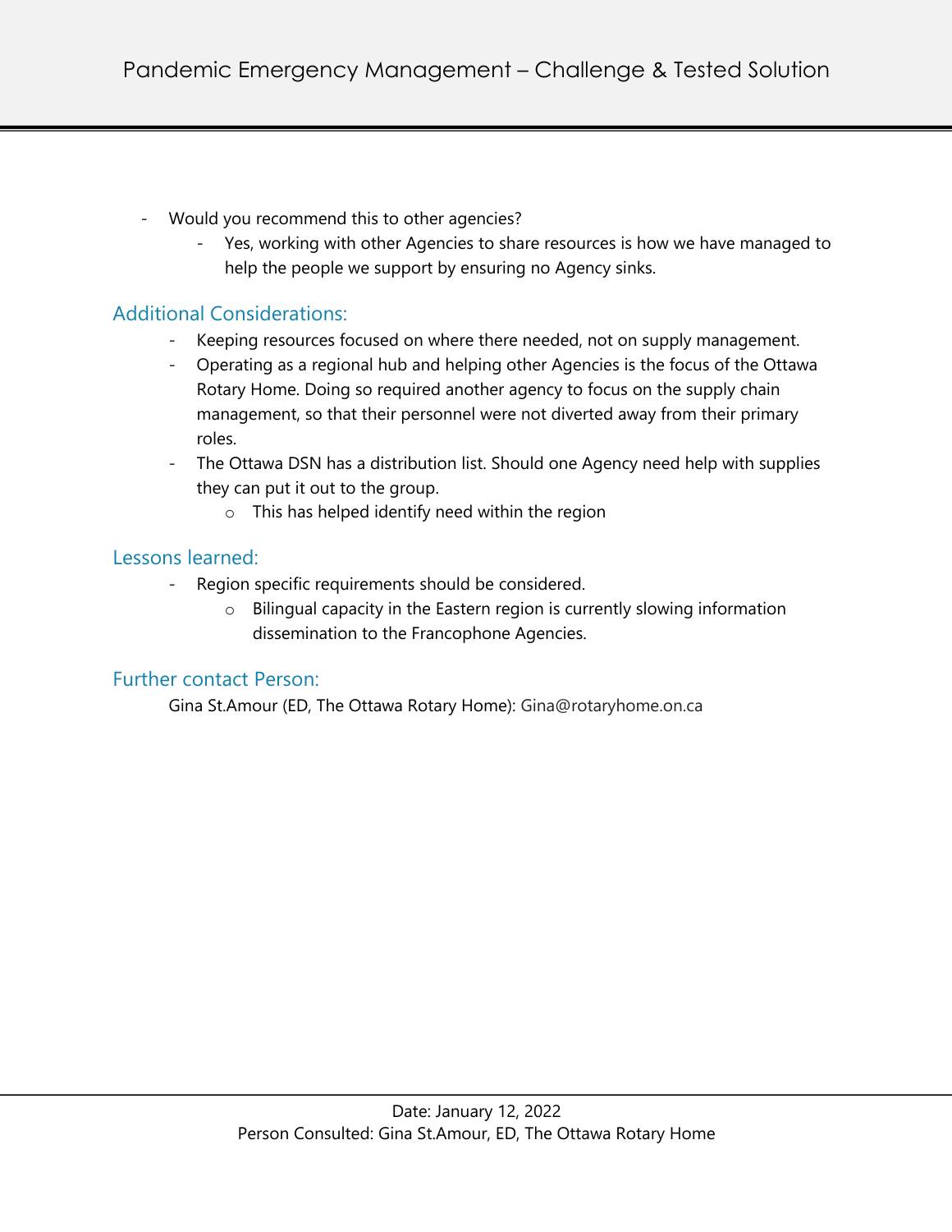- Would you recommend this to other agencies?
  - Yes, working with other Agencies to share resources is how we have managed to help the people we support by ensuring no Agency sinks.

## Additional Considerations:

- Keeping resources focused on where there needed, not on supply management.
- Operating as a regional hub and helping other Agencies is the focus of the Ottawa Rotary Home. Doing so required another agency to focus on the supply chain management, so that their personnel were not diverted away from their primary roles.
- The Ottawa DSN has a distribution list. Should one Agency need help with supplies they can put it out to the group.
  - This has helped identify need within the region

## Lessons learned:

- Region specific requirements should be considered.
  - Bilingual capacity in the Eastern region is currently slowing information dissemination to the Francophone Agencies.

## Further contact Person:

Gina St.Amour (ED, The Ottawa Rotary Home): Gina@rotaryhome.on.ca

Date: January 12, 2022
Person Consulted: Gina St.Amour, ED, The Ottawa Rotary Home